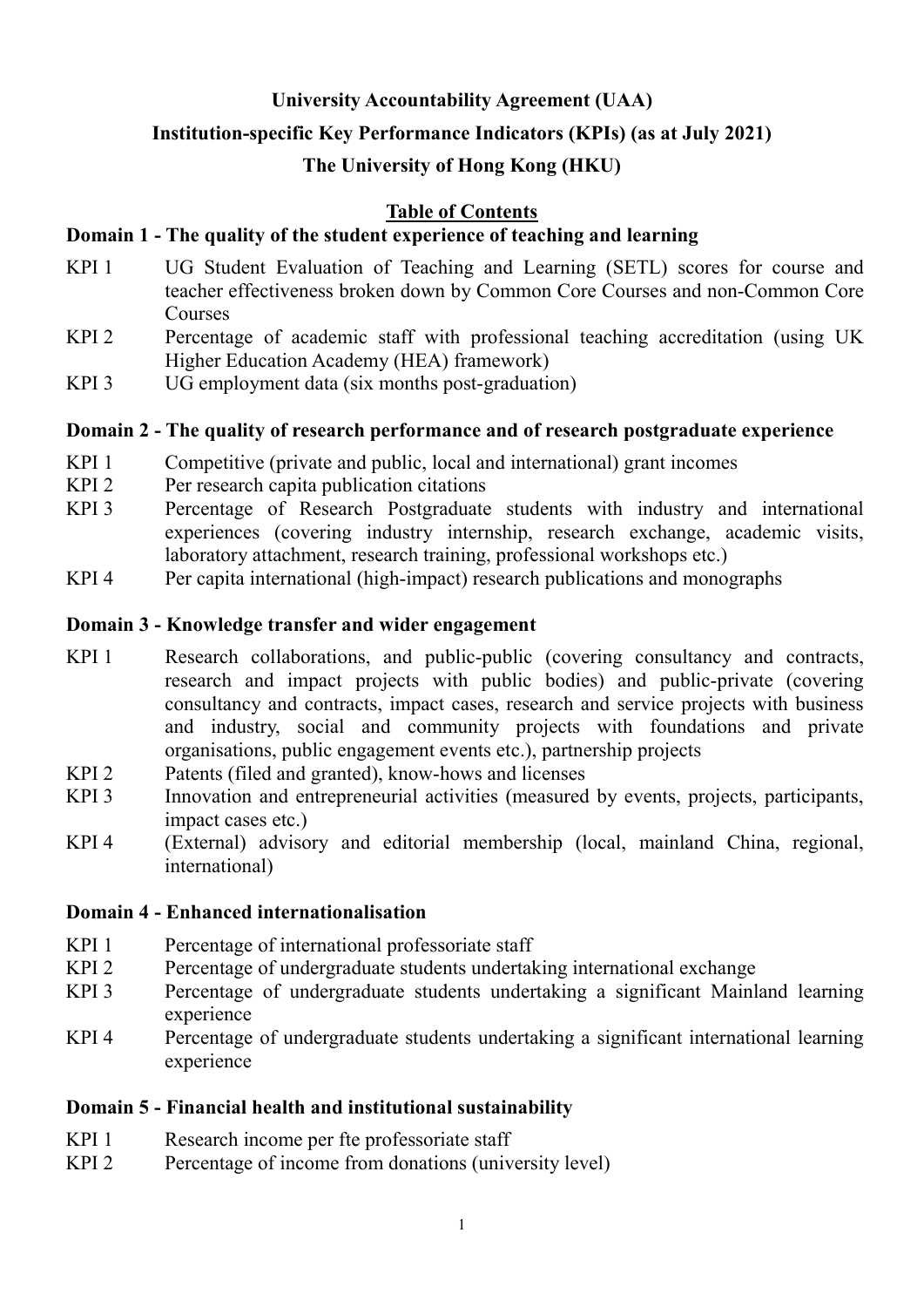# University Accountability Agreement (UAA)

# Institution-specific Key Performance Indicators (KPIs) (as at July 2021)

# The University of Hong Kong (HKU)

## Table of Contents

### Domain 1 - The quality of the student experience of teaching and learning

- KPI 1 UG Student Evaluation of Teaching and Learning (SETL) scores for course and teacher effectiveness broken down by Common Core Courses and non-Common Core Courses
- KPI 2 Percentage of academic staff with professional teaching accreditation (using UK Higher Education Academy (HEA) framework)
- KPI 3 UG employment data (six months post-graduation)

### Domain 2 - The quality of research performance and of research postgraduate experience

- KPI 1 Competitive (private and public, local and international) grant incomes
- KPI 2 Per research capita publication citations
- KPI 3 Percentage of Research Postgraduate students with industry and international experiences (covering industry internship, research exchange, academic visits, laboratory attachment, research training, professional workshops etc.)
- KPI 4 Per capita international (high-impact) research publications and monographs

### Domain 3 - Knowledge transfer and wider engagement

- KPI 1 Research collaborations, and public-public (covering consultancy and contracts, research and impact projects with public bodies) and public-private (covering consultancy and contracts, impact cases, research and service projects with business and industry, social and community projects with foundations and private organisations, public engagement events etc.), partnership projects
- KPI 2 Patents (filed and granted), know-hows and licenses
- KPI 3 Innovation and entrepreneurial activities (measured by events, projects, participants, impact cases etc.)
- KPI 4 (External) advisory and editorial membership (local, mainland China, regional, international)

### Domain 4 - Enhanced internationalisation

- KPI 1 Percentage of international professoriate staff
- KPI 2 Percentage of undergraduate students undertaking international exchange
- KPI 3 Percentage of undergraduate students undertaking a significant Mainland learning experience
- KPI 4 Percentage of undergraduate students undertaking a significant international learning experience

### Domain 5 - Financial health and institutional sustainability

- KPI 1 Research income per fte professoriate staff
- KPI 2 Percentage of income from donations (university level)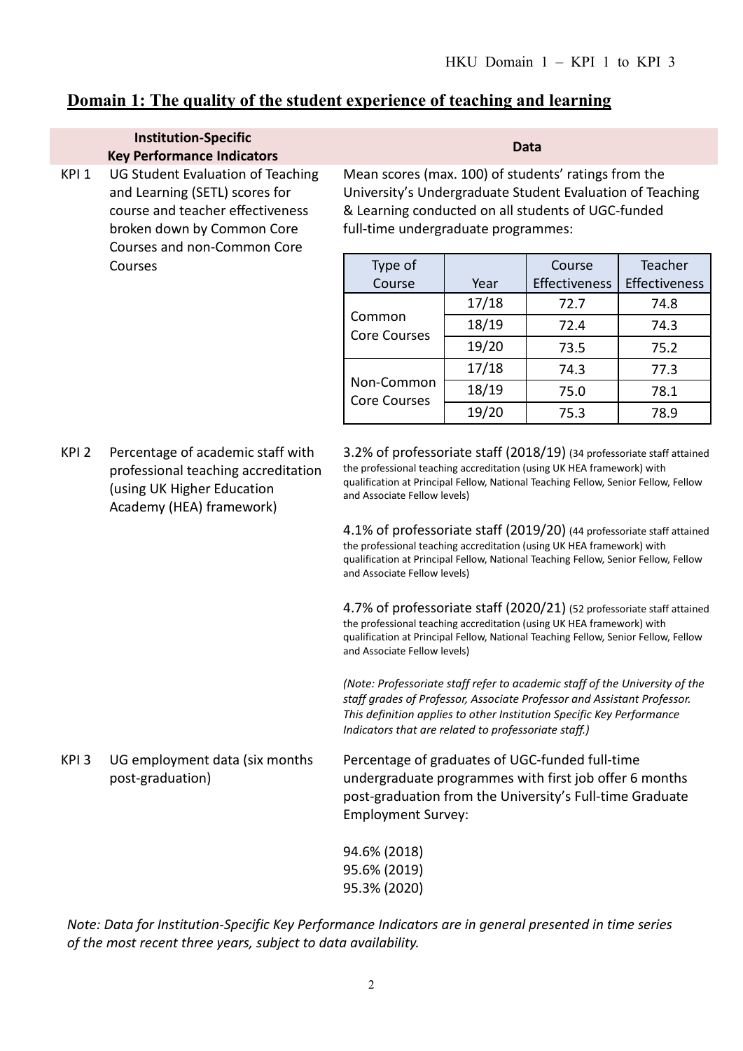## Domain 1: The quality of the student experience of teaching and learning

| | Institution-Specific Key Performance Indicators | Data |
|---|---|---|
| KPI 1 | UG Student Evaluation of Teaching and Learning (SETL) scores for course and teacher effectiveness broken down by Common Core Courses and non-Common Core Courses | Mean scores (max. 100) of students' ratings from the University's Undergraduate Student Evaluation of Teaching & Learning conducted on all students of UGC-funded full-time undergraduate programmes: |

| Type of Course | Year | Course Effectiveness | Teacher Effectiveness |
|---|---|---|---|
| Common Core Courses | 17/18 | 72.7 | 74.8 |
| | 18/19 | 72.4 | 74.3 |
| | 19/20 | 73.5 | 75.2 |
| Non-Common Core Courses | 17/18 | 74.3 | 77.3 |
| | 18/19 | 75.0 | 78.1 |
| | 19/20 | 75.3 | 78.9 |

**KPI 2** Percentage of academic staff with professional teaching accreditation (using UK Higher Education Academy (HEA) framework)

3.2% of professoriate staff (2018/19) (34 professoriate staff attained the professional teaching accreditation (using UK HEA framework) with qualification at Principal Fellow, National Teaching Fellow, Senior Fellow, Fellow and Associate Fellow levels)

4.1% of professoriate staff (2019/20) (44 professoriate staff attained the professional teaching accreditation (using UK HEA framework) with qualification at Principal Fellow, National Teaching Fellow, Senior Fellow, Fellow and Associate Fellow levels)

4.7% of professoriate staff (2020/21) (52 professoriate staff attained the professional teaching accreditation (using UK HEA framework) with qualification at Principal Fellow, National Teaching Fellow, Senior Fellow, Fellow and Associate Fellow levels)

*(Note: Professoriate staff refer to academic staff of the University of the staff grades of Professor, Associate Professor and Assistant Professor. This definition applies to other Institution Specific Key Performance Indicators that are related to professoriate staff.)*

**KPI 3** UG employment data (six months post-graduation)

Percentage of graduates of UGC-funded full-time undergraduate programmes with first job offer 6 months post-graduation from the University's Full-time Graduate Employment Survey:

94.6% (2018)
95.6% (2019)
95.3% (2020)

*Note: Data for Institution-Specific Key Performance Indicators are in general presented in time series of the most recent three years, subject to data availability.*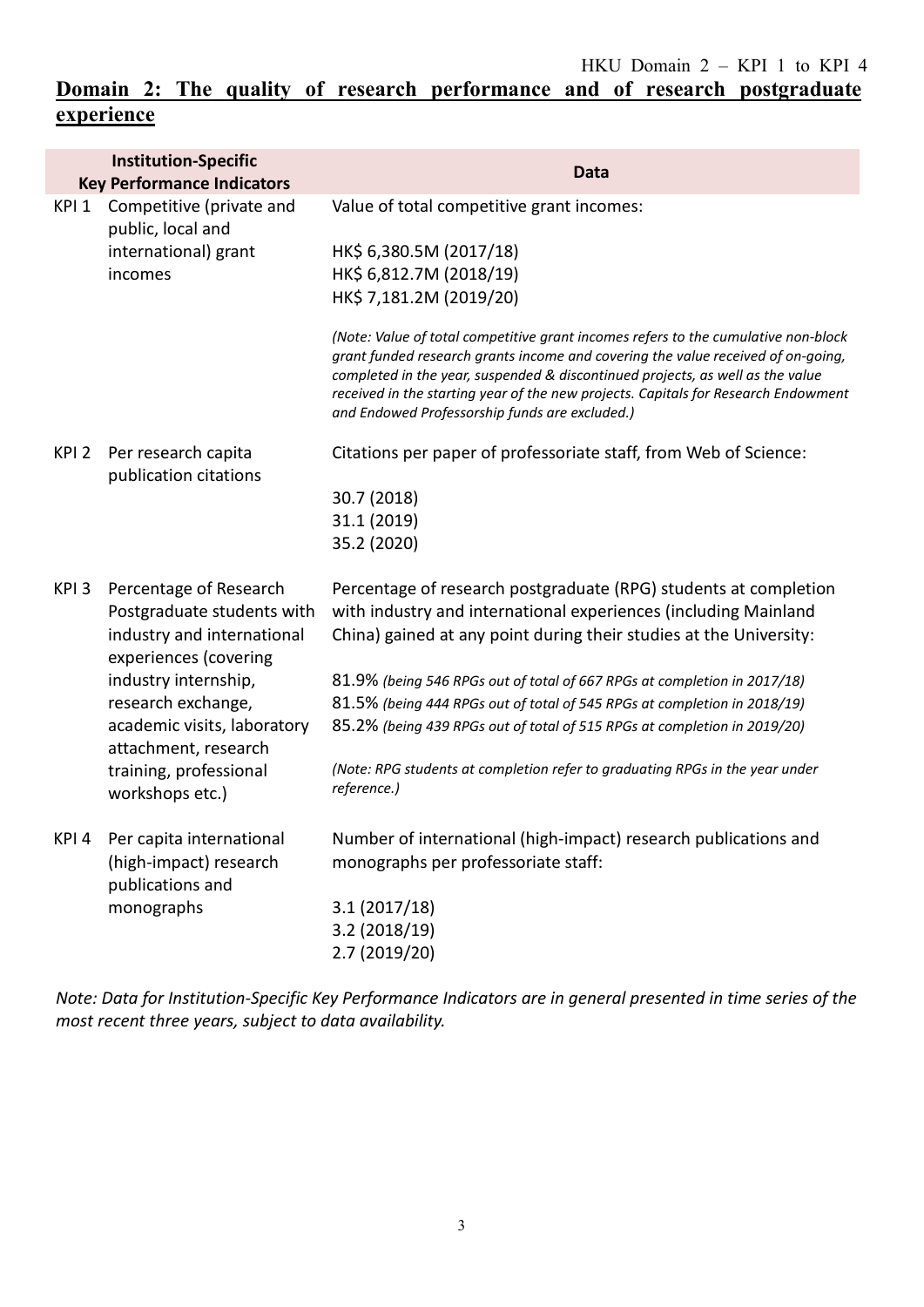## Domain 2: The quality of research performance and of research postgraduate experience

| Institution-Specific Key Performance Indicators | | Data |
|---|---|---|
| KPI 1 | Competitive (private and public, local and international) grant incomes | Value of total competitive grant incomes:<br><br>HK$ 6,380.5M (2017/18)<br>HK$ 6,812.7M (2018/19)<br>HK$ 7,181.2M (2019/20)<br><br>*(Note: Value of total competitive grant incomes refers to the cumulative non-block grant funded research grants income and covering the value received of on-going, completed in the year, suspended & discontinued projects, as well as the value received in the starting year of the new projects. Capitals for Research Endowment and Endowed Professorship funds are excluded.)* |
| KPI 2 | Per research capita publication citations | Citations per paper of professoriate staff, from Web of Science:<br><br>30.7 (2018)<br>31.1 (2019)<br>35.2 (2020) |
| KPI 3 | Percentage of Research Postgraduate students with industry and international experiences (covering industry internship, research exchange, academic visits, laboratory attachment, research training, professional workshops etc.) | Percentage of research postgraduate (RPG) students at completion with industry and international experiences (including Mainland China) gained at any point during their studies at the University:<br><br>81.9% *(being 546 RPGs out of total of 667 RPGs at completion in 2017/18)*<br>81.5% *(being 444 RPGs out of total of 545 RPGs at completion in 2018/19)*<br>85.2% *(being 439 RPGs out of total of 515 RPGs at completion in 2019/20)*<br><br>*(Note: RPG students at completion refer to graduating RPGs in the year under reference.)* |
| KPI 4 | Per capita international (high-impact) research publications and monographs | Number of international (high-impact) research publications and monographs per professoriate staff:<br><br>3.1 (2017/18)<br>3.2 (2018/19)<br>2.7 (2019/20) |

*Note: Data for Institution-Specific Key Performance Indicators are in general presented in time series of the most recent three years, subject to data availability.*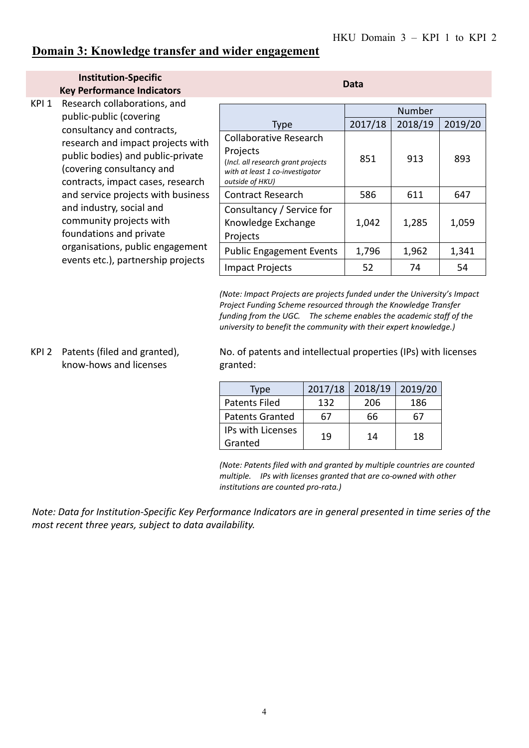## Domain 3: Knowledge transfer and wider engagement

| Institution-Specific Key Performance Indicators | Data |
|---|---|
| KPI 1 Research collaborations, and public-public (covering consultancy and contracts, research and impact projects with public bodies) and public-private (covering consultancy and contracts, impact cases, research and service projects with business and industry, social and community projects with foundations and private organisations, public engagement events etc.), partnership projects | |

| Type | Number | | |
|---|---|---|---|
| | 2017/18 | 2018/19 | 2019/20 |
| Collaborative Research Projects *(Incl. all research grant projects with at least 1 co-investigator outside of HKU)* | 851 | 913 | 893 |
| Contract Research | 586 | 611 | 647 |
| Consultancy / Service for Knowledge Exchange Projects | 1,042 | 1,285 | 1,059 |
| Public Engagement Events | 1,796 | 1,962 | 1,341 |
| Impact Projects | 52 | 74 | 54 |

*(Note: Impact Projects are projects funded under the University's Impact Project Funding Scheme resourced through the Knowledge Transfer funding from the UGC. The scheme enables the academic staff of the university to benefit the community with their expert knowledge.)*

KPI 2 Patents (filed and granted), know-hows and licenses

No. of patents and intellectual properties (IPs) with licenses granted:

| Type | 2017/18 | 2018/19 | 2019/20 |
|---|---|---|---|
| Patents Filed | 132 | 206 | 186 |
| Patents Granted | 67 | 66 | 67 |
| IPs with Licenses Granted | 19 | 14 | 18 |

*(Note: Patents filed with and granted by multiple countries are counted multiple. IPs with licenses granted that are co-owned with other institutions are counted pro-rata.)*

*Note: Data for Institution-Specific Key Performance Indicators are in general presented in time series of the most recent three years, subject to data availability.*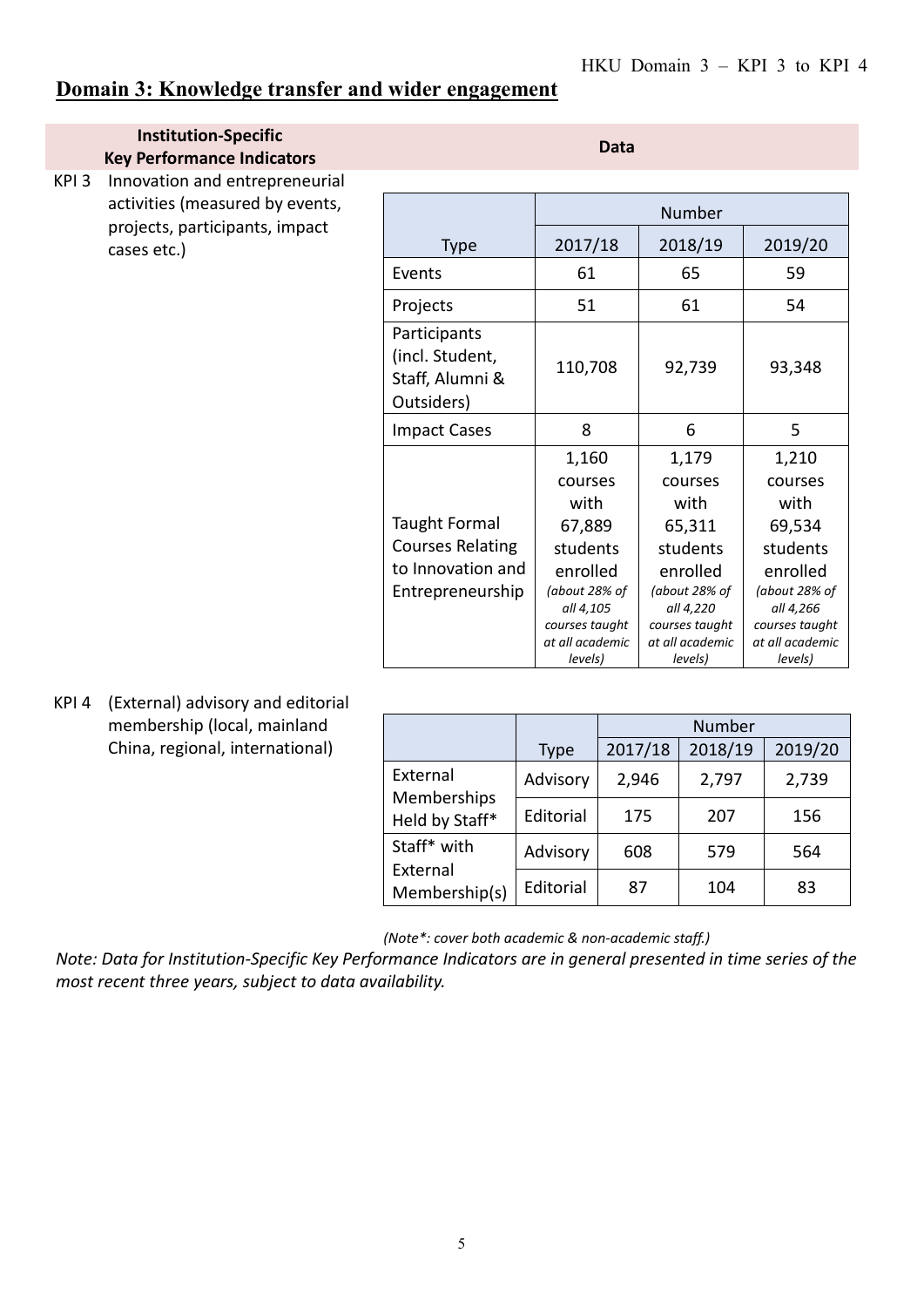## Domain 3: Knowledge transfer and wider engagement

| Institution-Specific Key Performance Indicators | Data |
|---|---|

**KPI 3** Innovation and entrepreneurial activities (measured by events, projects, participants, impact cases etc.)

| Type | Number | | |
|---|---|---|---|
| | 2017/18 | 2018/19 | 2019/20 |
| Events | 61 | 65 | 59 |
| Projects | 51 | 61 | 54 |
| Participants (incl. Student, Staff, Alumni & Outsiders) | 110,708 | 92,739 | 93,348 |
| Impact Cases | 8 | 6 | 5 |
| Taught Formal Courses Relating to Innovation and Entrepreneurship | 1,160 courses with 67,889 students enrolled *(about 28% of all 4,105 courses taught at all academic levels)* | 1,179 courses with 65,311 students enrolled *(about 28% of all 4,220 courses taught at all academic levels)* | 1,210 courses with 69,534 students enrolled *(about 28% of all 4,266 courses taught at all academic levels)* |

**KPI 4** (External) advisory and editorial membership (local, mainland China, regional, international)

| | Type | Number | | |
|---|---|---|---|---|
| | | 2017/18 | 2018/19 | 2019/20 |
| External Memberships Held by Staff* | Advisory | 2,946 | 2,797 | 2,739 |
| | Editorial | 175 | 207 | 156 |
| Staff* with External Membership(s) | Advisory | 608 | 579 | 564 |
| | Editorial | 87 | 104 | 83 |

*(Note*: cover both academic & non-academic staff.)*

*Note: Data for Institution-Specific Key Performance Indicators are in general presented in time series of the most recent three years, subject to data availability.*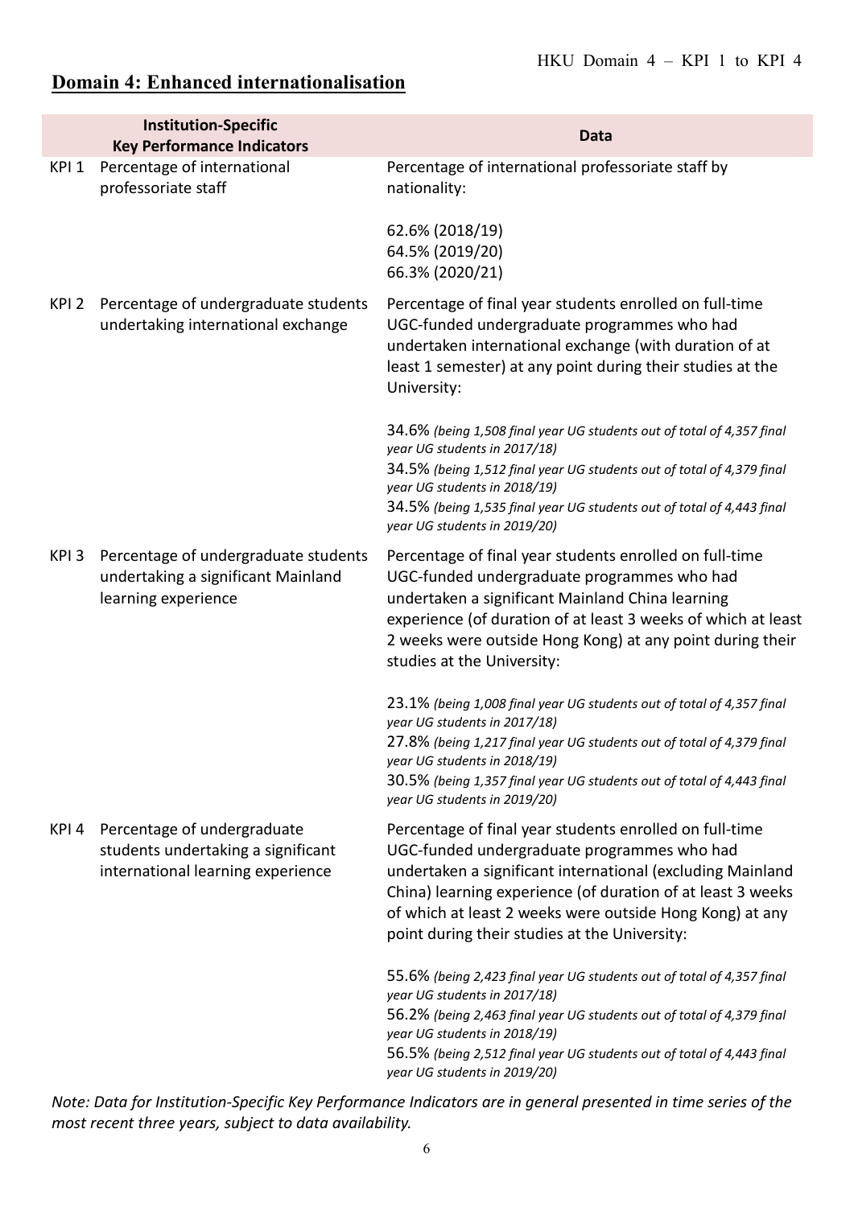## Domain 4: Enhanced internationalisation

| | Institution-Specific Key Performance Indicators | Data |
|---|---|---|
| KPI 1 | Percentage of international professoriate staff | Percentage of international professoriate staff by nationality:<br><br>62.6% (2018/19)<br>64.5% (2019/20)<br>66.3% (2020/21) |
| KPI 2 | Percentage of undergraduate students undertaking international exchange | Percentage of final year students enrolled on full-time UGC-funded undergraduate programmes who had undertaken international exchange (with duration of at least 1 semester) at any point during their studies at the University:<br><br>34.6% *(being 1,508 final year UG students out of total of 4,357 final year UG students in 2017/18)*<br>34.5% *(being 1,512 final year UG students out of total of 4,379 final year UG students in 2018/19)*<br>34.5% *(being 1,535 final year UG students out of total of 4,443 final year UG students in 2019/20)* |
| KPI 3 | Percentage of undergraduate students undertaking a significant Mainland learning experience | Percentage of final year students enrolled on full-time UGC-funded undergraduate programmes who had undertaken a significant Mainland China learning experience (of duration of at least 3 weeks of which at least 2 weeks were outside Hong Kong) at any point during their studies at the University:<br><br>23.1% *(being 1,008 final year UG students out of total of 4,357 final year UG students in 2017/18)*<br>27.8% *(being 1,217 final year UG students out of total of 4,379 final year UG students in 2018/19)*<br>30.5% *(being 1,357 final year UG students out of total of 4,443 final year UG students in 2019/20)* |
| KPI 4 | Percentage of undergraduate students undertaking a significant international learning experience | Percentage of final year students enrolled on full-time UGC-funded undergraduate programmes who had undertaken a significant international (excluding Mainland China) learning experience (of duration of at least 3 weeks of which at least 2 weeks were outside Hong Kong) at any point during their studies at the University:<br><br>55.6% *(being 2,423 final year UG students out of total of 4,357 final year UG students in 2017/18)*<br>56.2% *(being 2,463 final year UG students out of total of 4,379 final year UG students in 2018/19)*<br>56.5% *(being 2,512 final year UG students out of total of 4,443 final year UG students in 2019/20)* |

*Note: Data for Institution-Specific Key Performance Indicators are in general presented in time series of the most recent three years, subject to data availability.*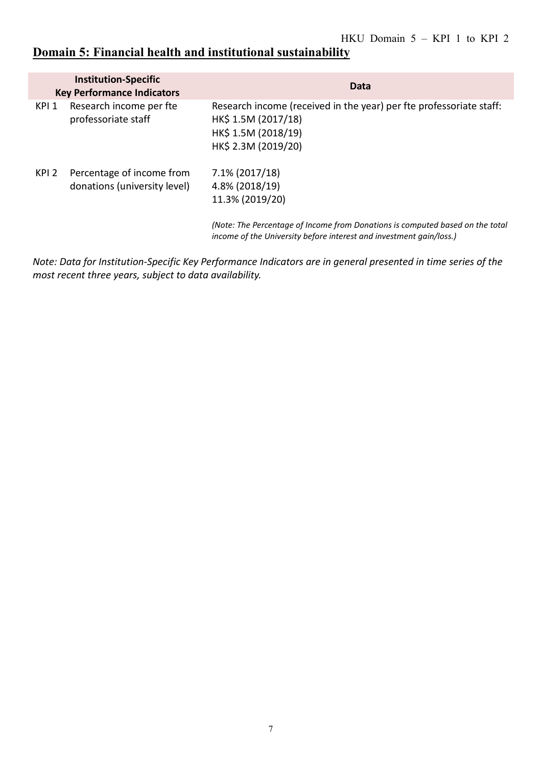## Domain 5: Financial health and institutional sustainability

| Institution-Specific Key Performance Indicators | | Data |
| --- | --- | --- |
| KPI 1 | Research income per fte professoriate staff | Research income (received in the year) per fte professoriate staff:<br>HK$ 1.5M (2017/18)<br>HK$ 1.5M (2018/19)<br>HK$ 2.3M (2019/20) |
| KPI 2 | Percentage of income from donations (university level) | 7.1% (2017/18)<br>4.8% (2018/19)<br>11.3% (2019/20)<br><br>*(Note: The Percentage of Income from Donations is computed based on the total income of the University before interest and investment gain/loss.)* |

*Note: Data for Institution-Specific Key Performance Indicators are in general presented in time series of the most recent three years, subject to data availability.*